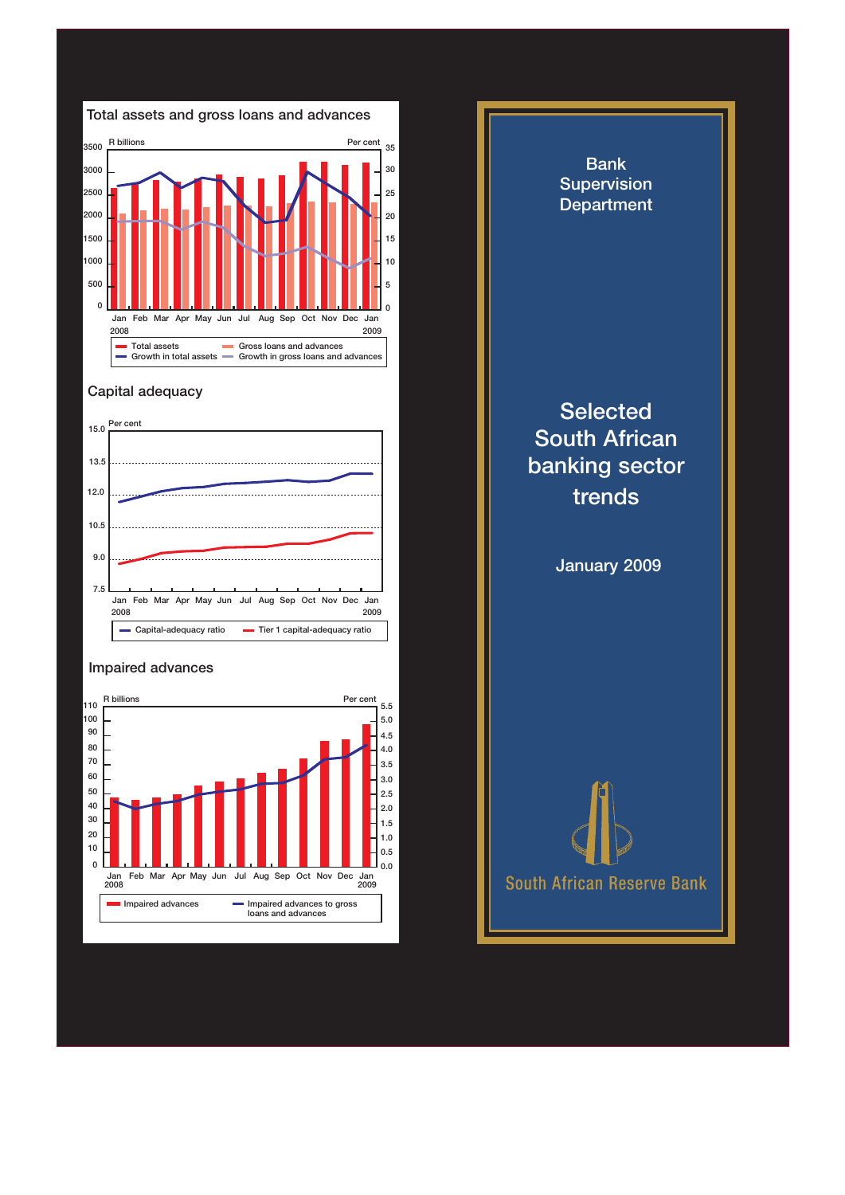# Bank Supervision Department

# Selected South African banking sector trends

January 2009

## Total assets and gross loans and advances

R billions | Per cent

Jan 2008 – Jan 2009

Total assets; Gross loans and advances; Growth in total assets; Growth in gross loans and advances

## Capital adequacy

Per cent

Jan 2008 – Jan 2009

Capital-adequacy ratio; Tier 1 capital-adequacy ratio

## Impaired advances

R billions | Per cent

Jan 2008 – Jan 2009

Impaired advances; Impaired advances to gross loans and advances

South African Reserve Bank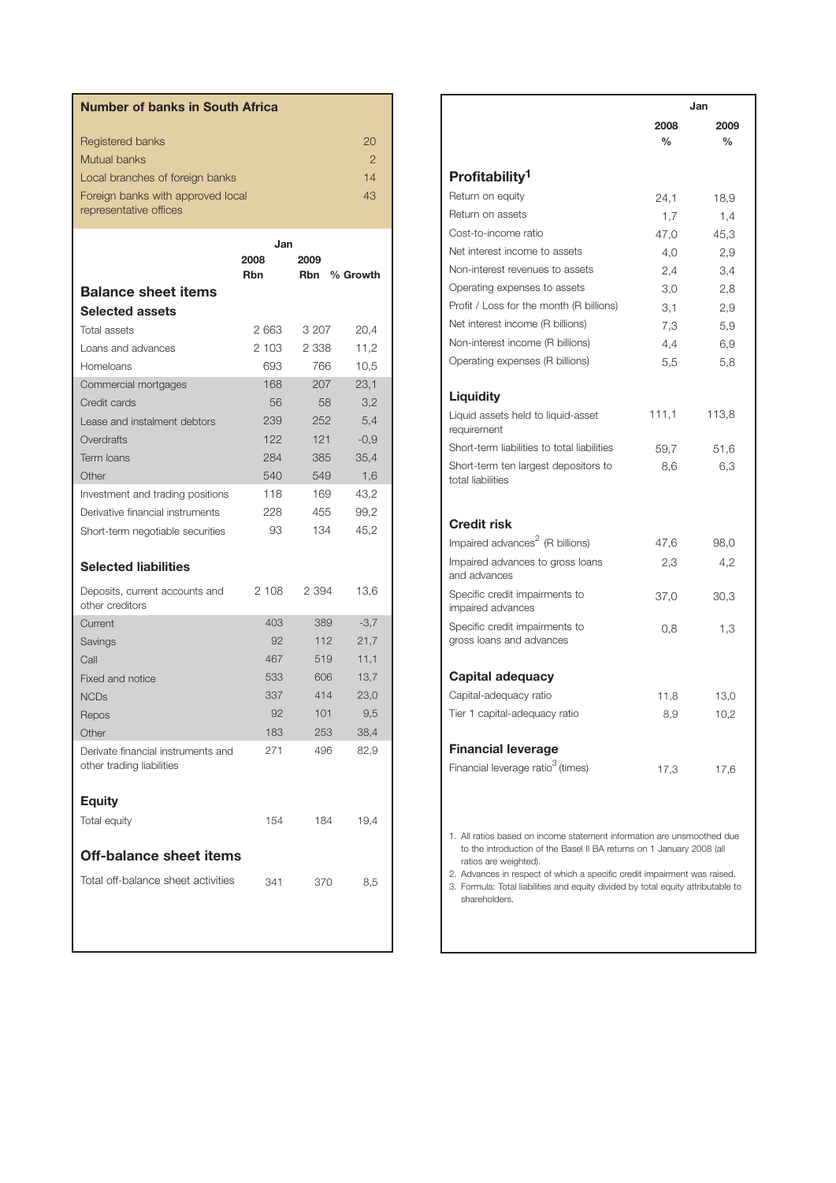## Number of banks in South Africa

| | |
|---|---|
| Registered banks | 20 |
| Mutual banks | 2 |
| Local branches of foreign banks | 14 |
| Foreign banks with approved local representative offices | 43 |

| | Jan 2008 Rbn | Jan 2009 Rbn | % Growth |
|---|---|---|---|
| **Balance sheet items** | | | |
| **Selected assets** | | | |
| Total assets | 2 663 | 3 207 | 20,4 |
| Loans and advances | 2 103 | 2 338 | 11,2 |
| Homeloans | 693 | 766 | 10,5 |
| Commercial mortgages | 168 | 207 | 23,1 |
| Credit cards | 56 | 58 | 3,2 |
| Lease and instalment debtors | 239 | 252 | 5,4 |
| Overdrafts | 122 | 121 | -0,9 |
| Term loans | 284 | 385 | 35,4 |
| Other | 540 | 549 | 1,6 |
| Investment and trading positions | 118 | 169 | 43,2 |
| Derivative financial instruments | 228 | 455 | 99,2 |
| Short-term negotiable securities | 93 | 134 | 45,2 |
| **Selected liabilities** | | | |
| Deposits, current accounts and other creditors | 2 108 | 2 394 | 13,6 |
| Current | 403 | 389 | -3,7 |
| Savings | 92 | 112 | 21,7 |
| Call | 467 | 519 | 11,1 |
| Fixed and notice | 533 | 606 | 13,7 |
| NCDs | 337 | 414 | 23,0 |
| Repos | 92 | 101 | 9,5 |
| Other | 183 | 253 | 38,4 |
| Derivate financial instruments and other trading liabilities | 271 | 496 | 82,9 |
| **Equity** | | | |
| Total equity | 154 | 184 | 19,4 |
| **Off-balance sheet items** | | | |
| Total off-balance sheet activities | 341 | 370 | 8,5 |

| | Jan 2008 % | Jan 2009 % |
|---|---|---|
| **Profitability[1]** | | |
| Return on equity | 24,1 | 18,9 |
| Return on assets | 1,7 | 1,4 |
| Cost-to-income ratio | 47,0 | 45,3 |
| Net interest income to assets | 4,0 | 2,9 |
| Non-interest revenues to assets | 2,4 | 3,4 |
| Operating expenses to assets | 3,0 | 2,8 |
| Profit / Loss for the month (R billions) | 3,1 | 2,9 |
| Net interest income (R billions) | 7,3 | 5,9 |
| Non-interest income (R billions) | 4,4 | 6,9 |
| Operating expenses (R billions) | 5,5 | 5,8 |
| **Liquidity** | | |
| Liquid assets held to liquid-asset requirement | 111,1 | 113,8 |
| Short-term liabilities to total liabilities | 59,7 | 51,6 |
| Short-term ten largest depositors to total liabilities | 8,6 | 6,3 |
| **Credit risk** | | |
| Impaired advances[2] (R billions) | 47,6 | 98,0 |
| Impaired advances to gross loans and advances | 2,3 | 4,2 |
| Specific credit impairments to impaired advances | 37,0 | 30,3 |
| Specific credit impairments to gross loans and advances | 0,8 | 1,3 |
| **Capital adequacy** | | |
| Capital-adequacy ratio | 11,8 | 13,0 |
| Tier 1 capital-adequacy ratio | 8,9 | 10,2 |
| **Financial leverage** | | |
| Financial leverage ratio[3] (times) | 17,3 | 17,6 |

1. All ratios based on income statement information are unsmoothed due to the introduction of the Basel II BA returns on 1 January 2008 (all ratios are weighted).
2. Advances in respect of which a specific credit impairment was raised.
3. Formula: Total liabilities and equity divided by total equity attributable to shareholders.